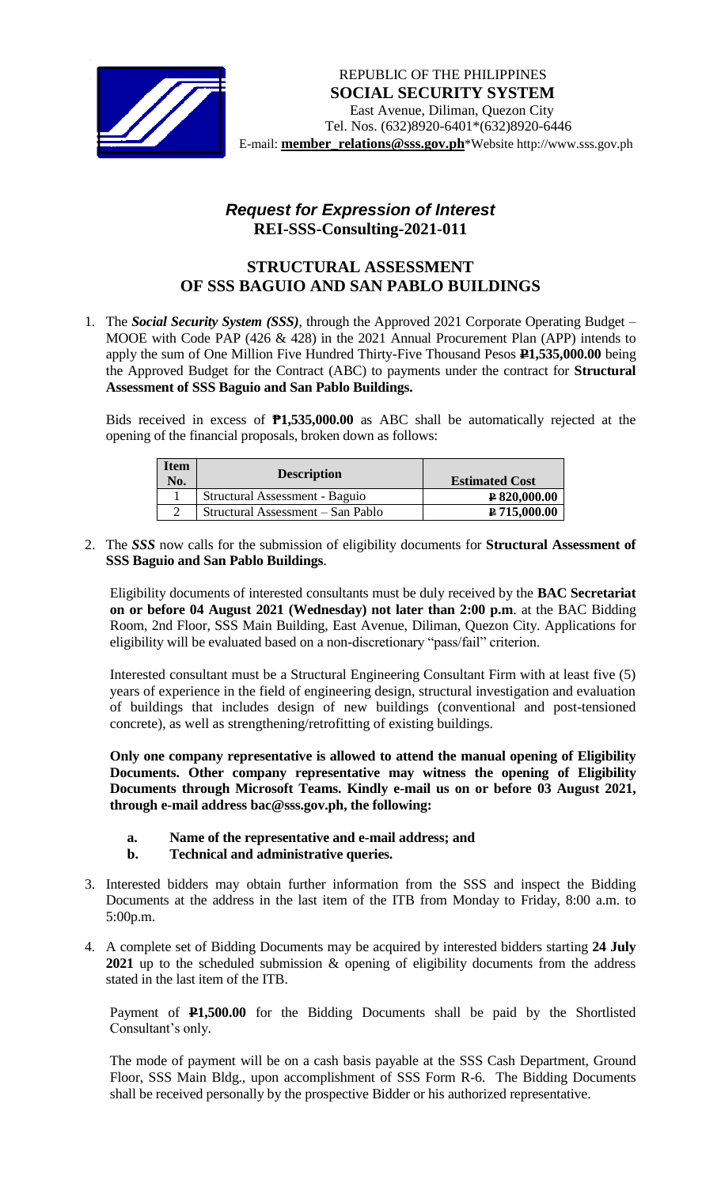REPUBLIC OF THE PHILIPPINES
**SOCIAL SECURITY SYSTEM**
East Avenue, Diliman, Quezon City
Tel. Nos. (632)8920-6401*(632)8920-6446
E-mail: **member_relations@sss.gov.ph***Website http://www.sss.gov.ph

## *Request for Expression of Interest*
## REI-SSS-Consulting-2021-011

## STRUCTURAL ASSESSMENT OF SSS BAGUIO AND SAN PABLO BUILDINGS

1. The ***Social Security System (SSS)***, through the Approved 2021 Corporate Operating Budget – MOOE with Code PAP (426 & 428) in the 2021 Annual Procurement Plan (APP) intends to apply the sum of One Million Five Hundred Thirty-Five Thousand Pesos **₱1,535,000.00** being the Approved Budget for the Contract (ABC) to payments under the contract for **Structural Assessment of SSS Baguio and San Pablo Buildings.**

   Bids received in excess of **₱1,535,000.00** as ABC shall be automatically rejected at the opening of the financial proposals, broken down as follows:

| Item No. | Description | Estimated Cost |
|---|---|---|
| 1 | Structural Assessment - Baguio | ₱ 820,000.00 |
| 2 | Structural Assessment – San Pablo | ₱ 715,000.00 |

2. The ***SSS*** now calls for the submission of eligibility documents for **Structural Assessment of SSS Baguio and San Pablo Buildings**.

   Eligibility documents of interested consultants must be duly received by the **BAC Secretariat on or before 04 August 2021 (Wednesday) not later than 2:00 p.m**. at the BAC Bidding Room, 2nd Floor, SSS Main Building, East Avenue, Diliman, Quezon City. Applications for eligibility will be evaluated based on a non-discretionary "pass/fail" criterion.

   Interested consultant must be a Structural Engineering Consultant Firm with at least five (5) years of experience in the field of engineering design, structural investigation and evaluation of buildings that includes design of new buildings (conventional and post-tensioned concrete), as well as strengthening/retrofitting of existing buildings.

   **Only one company representative is allowed to attend the manual opening of Eligibility Documents. Other company representative may witness the opening of Eligibility Documents through Microsoft Teams. Kindly e-mail us on or before 03 August 2021, through e-mail address bac@sss.gov.ph, the following:**

   **a. Name of the representative and e-mail address; and**
   **b. Technical and administrative queries.**

3. Interested bidders may obtain further information from the SSS and inspect the Bidding Documents at the address in the last item of the ITB from Monday to Friday, 8:00 a.m. to 5:00p.m.

4. A complete set of Bidding Documents may be acquired by interested bidders starting **24 July 2021** up to the scheduled submission & opening of eligibility documents from the address stated in the last item of the ITB.

   Payment of **₱1,500.00** for the Bidding Documents shall be paid by the Shortlisted Consultant's only.

   The mode of payment will be on a cash basis payable at the SSS Cash Department, Ground Floor, SSS Main Bldg., upon accomplishment of SSS Form R-6. The Bidding Documents shall be received personally by the prospective Bidder or his authorized representative.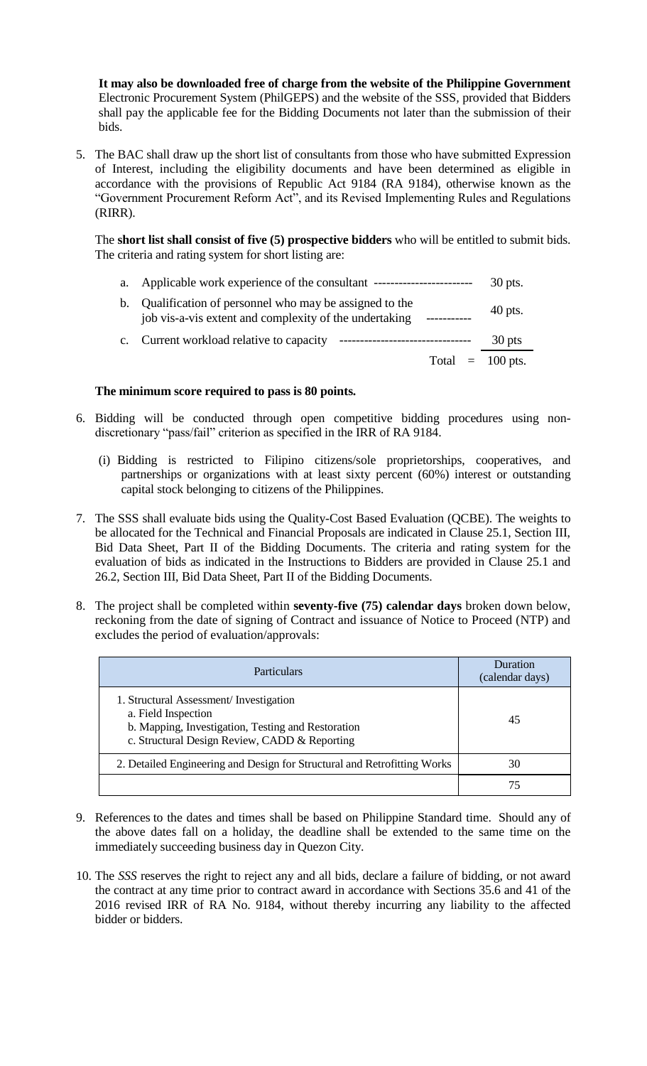**It may also be downloaded free of charge from the website of the Philippine Government** Electronic Procurement System (PhilGEPS) and the website of the SSS, provided that Bidders shall pay the applicable fee for the Bidding Documents not later than the submission of their bids.

5. The BAC shall draw up the short list of consultants from those who have submitted Expression of Interest, including the eligibility documents and have been determined as eligible in accordance with the provisions of Republic Act 9184 (RA 9184), otherwise known as the "Government Procurement Reform Act", and its Revised Implementing Rules and Regulations (RIRR).

   The **short list shall consist of five (5) prospective bidders** who will be entitled to submit bids. The criteria and rating system for short listing are:

   | | Criteria | Points |
   |---|---|---|
   | a. | Applicable work experience of the consultant ------------------------ | 30 pts. |
   | b. | Qualification of personnel who may be assigned to the job vis-a-vis extent and complexity of the undertaking ----------- | 40 pts. |
   | c. | Current workload relative to capacity -------------------------------- | 30 pts |
   | | Total = | 100 pts. |

   **The minimum score required to pass is 80 points.**

6. Bidding will be conducted through open competitive bidding procedures using non-discretionary "pass/fail" criterion as specified in the IRR of RA 9184.

   (i) Bidding is restricted to Filipino citizens/sole proprietorships, cooperatives, and partnerships or organizations with at least sixty percent (60%) interest or outstanding capital stock belonging to citizens of the Philippines.

7. The SSS shall evaluate bids using the Quality-Cost Based Evaluation (QCBE). The weights to be allocated for the Technical and Financial Proposals are indicated in Clause 25.1, Section III, Bid Data Sheet, Part II of the Bidding Documents. The criteria and rating system for the evaluation of bids as indicated in the Instructions to Bidders are provided in Clause 25.1 and 26.2, Section III, Bid Data Sheet, Part II of the Bidding Documents.

8. The project shall be completed within **seventy-five (75) calendar days** broken down below, reckoning from the date of signing of Contract and issuance of Notice to Proceed (NTP) and excludes the period of evaluation/approvals:

   | Particulars | Duration (calendar days) |
   |---|---|
   | 1. Structural Assessment/ Investigation<br>a. Field Inspection<br>b. Mapping, Investigation, Testing and Restoration<br>c. Structural Design Review, CADD & Reporting | 45 |
   | 2. Detailed Engineering and Design for Structural and Retrofitting Works | 30 |
   | | 75 |

9. References to the dates and times shall be based on Philippine Standard time. Should any of the above dates fall on a holiday, the deadline shall be extended to the same time on the immediately succeeding business day in Quezon City.

10. The *SSS* reserves the right to reject any and all bids, declare a failure of bidding, or not award the contract at any time prior to contract award in accordance with Sections 35.6 and 41 of the 2016 revised IRR of RA No. 9184, without thereby incurring any liability to the affected bidder or bidders.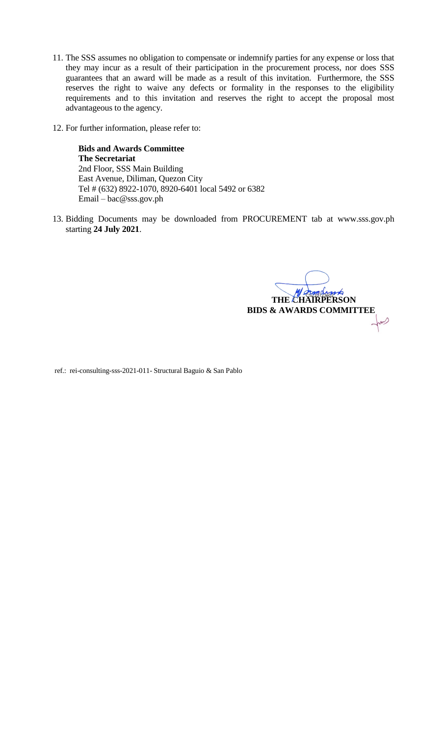11. The SSS assumes no obligation to compensate or indemnify parties for any expense or loss that they may incur as a result of their participation in the procurement process, nor does SSS guarantees that an award will be made as a result of this invitation. Furthermore, the SSS reserves the right to waive any defects or formality in the responses to the eligibility requirements and to this invitation and reserves the right to accept the proposal most advantageous to the agency.

12. For further information, please refer to:

    **Bids and Awards Committee**
    **The Secretariat**
    2nd Floor, SSS Main Building
    East Avenue, Diliman, Quezon City
    Tel # (632) 8922-1070, 8920-6401 local 5492 or 6382
    Email – bac@sss.gov.ph

13. Bidding Documents may be downloaded from PROCUREMENT tab at www.sss.gov.ph starting **24 July 2021**.

**THE CHAIRPERSON**
**BIDS & AWARDS COMMITTEE**

ref.: rei-consulting-sss-2021-011- Structural Baguio & San Pablo